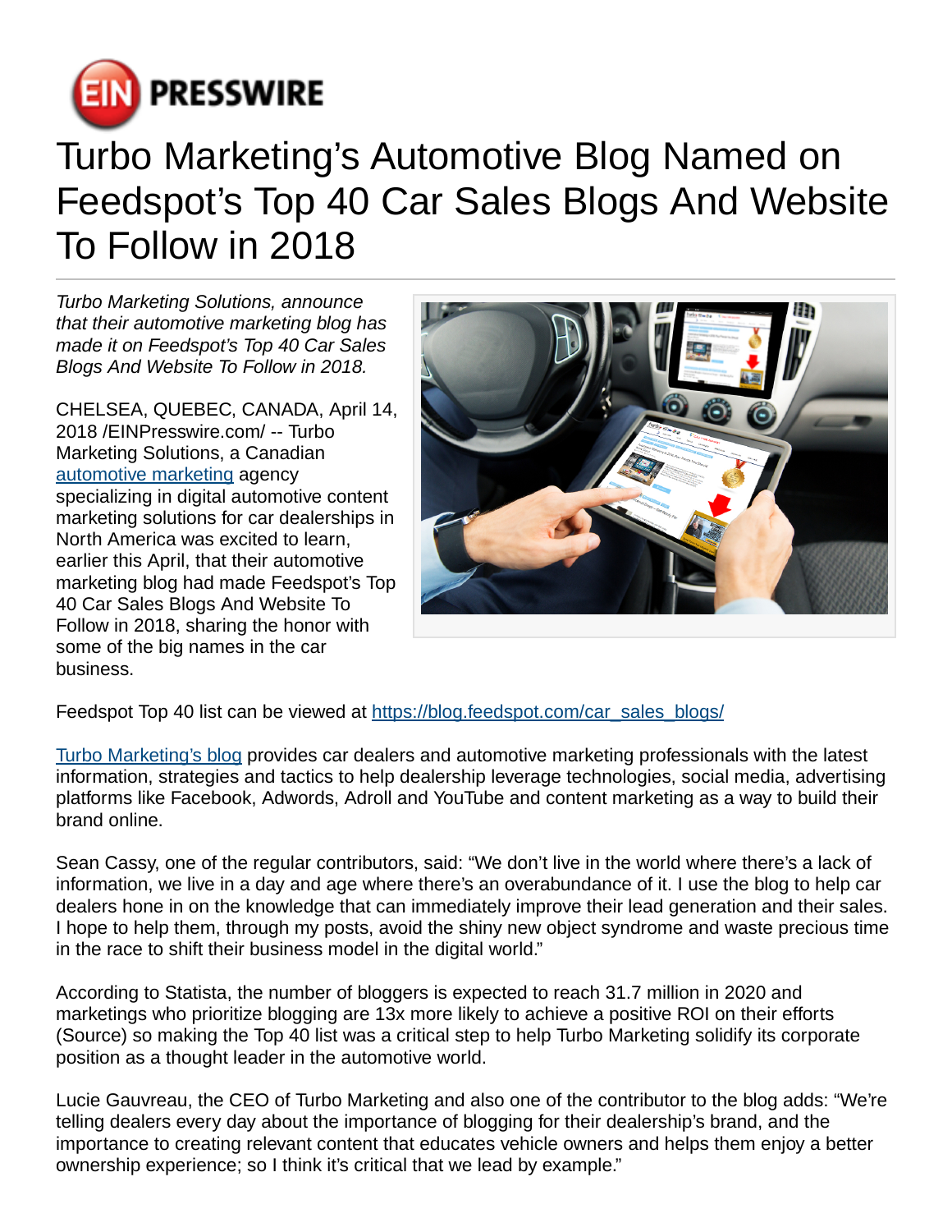# Turbo Marketing's Automotive Blog Named on Feedspot's Top 40 Car Sales Blogs And Website To Follow in 2018

*Turbo Marketing Solutions, announce that their automotive marketing blog has made it on Feedspot's Top 40 Car Sales Blogs And Website To Follow in 2018.*

CHELSEA, QUEBEC, CANADA, April 14, 2018 /EINPresswire.com/ -- Turbo Marketing Solutions, a Canadian [automotive marketing](automotive marketing) agency specializing in digital automotive content marketing solutions for car dealerships in North America was excited to learn, earlier this April, that their automotive marketing blog had made Feedspot's Top 40 Car Sales Blogs And Website To Follow in 2018, sharing the honor with some of the big names in the car business.

Feedspot Top 40 list can be viewed at [https://blog.feedspot.com/car_sales_blogs/](https://blog.feedspot.com/car_sales_blogs/)

[Turbo Marketing's blog](Turbo Marketing's blog) provides car dealers and automotive marketing professionals with the latest information, strategies and tactics to help dealership leverage technologies, social media, advertising platforms like Facebook, Adwords, Adroll and YouTube and content marketing as a way to build their brand online.

Sean Cassy, one of the regular contributors, said: "We don't live in the world where there's a lack of information, we live in a day and age where there's an overabundance of it. I use the blog to help car dealers hone in on the knowledge that can immediately improve their lead generation and their sales. I hope to help them, through my posts, avoid the shiny new object syndrome and waste precious time in the race to shift their business model in the digital world."

According to Statista, the number of bloggers is expected to reach 31.7 million in 2020 and marketings who prioritize blogging are 13x more likely to achieve a positive ROI on their efforts (Source) so making the Top 40 list was a critical step to help Turbo Marketing solidify its corporate position as a thought leader in the automotive world.

Lucie Gauvreau, the CEO of Turbo Marketing and also one of the contributor to the blog adds: "We're telling dealers every day about the importance of blogging for their dealership's brand, and the importance to creating relevant content that educates vehicle owners and helps them enjoy a better ownership experience; so I think it's critical that we lead by example."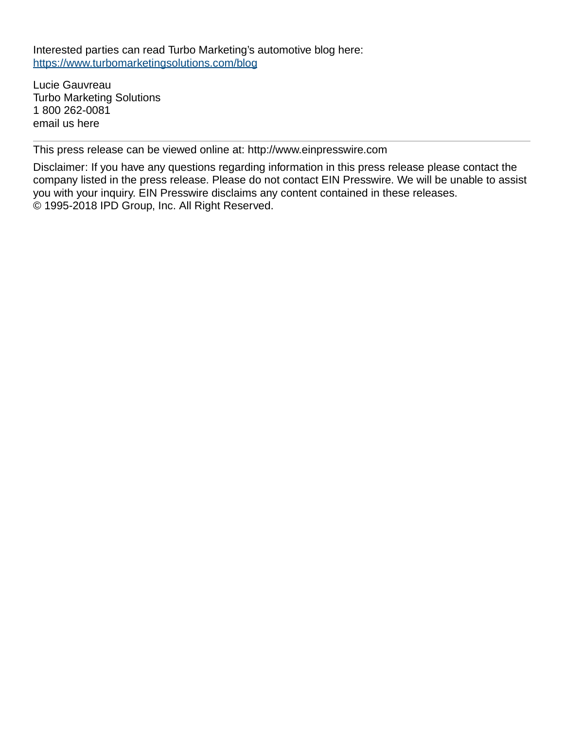Interested parties can read Turbo Marketing's automotive blog here:
https://www.turbomarketingsolutions.com/blog

Lucie Gauvreau
Turbo Marketing Solutions
1 800 262-0081
email us here

---

This press release can be viewed online at: http://www.einpresswire.com

Disclaimer: If you have any questions regarding information in this press release please contact the company listed in the press release. Please do not contact EIN Presswire. We will be unable to assist you with your inquiry. EIN Presswire disclaims any content contained in these releases.
© 1995-2018 IPD Group, Inc. All Right Reserved.